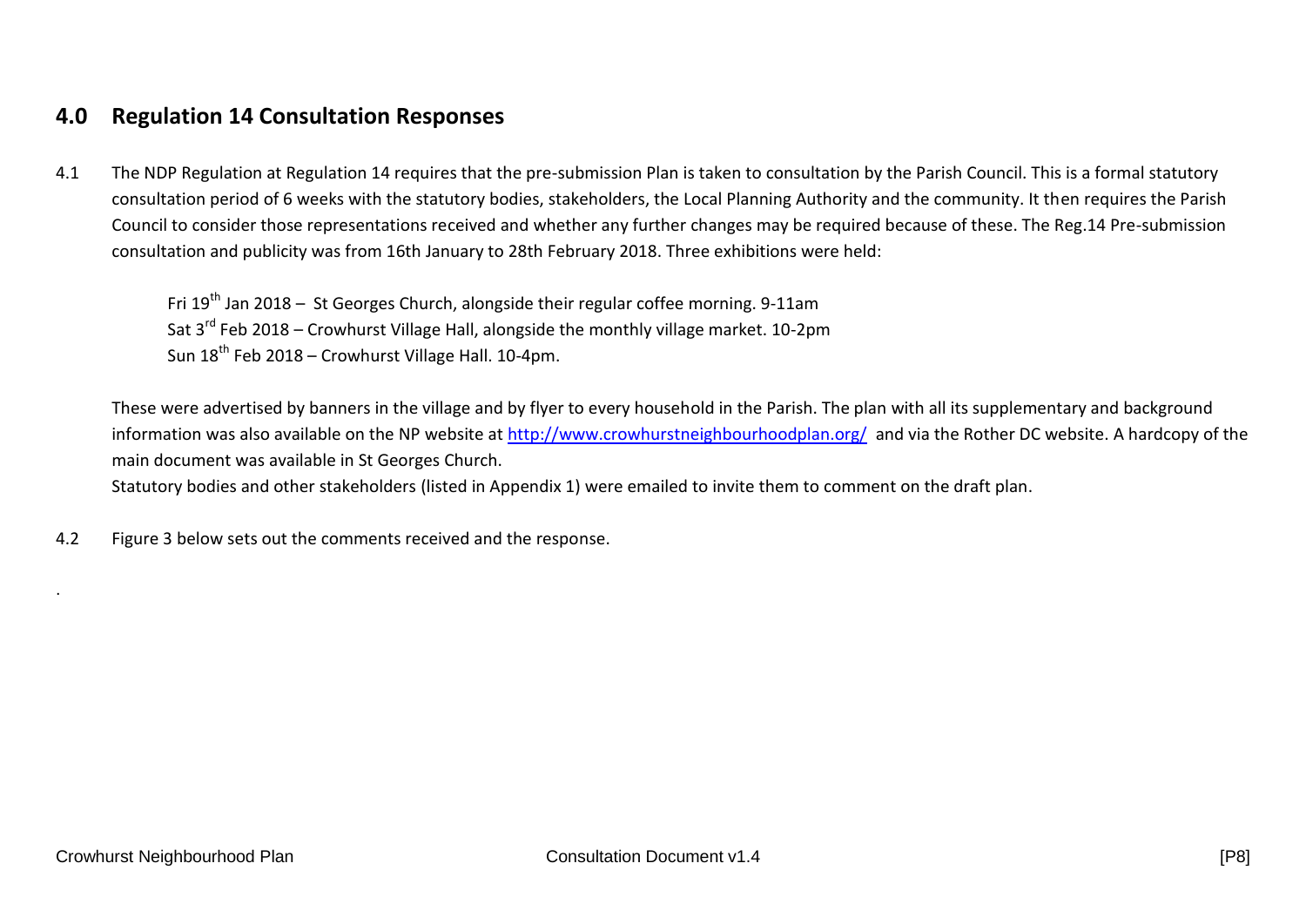## 4.0 Regulation 14 Consultation Responses

4.1 The NDP Regulation at Regulation 14 requires that the pre-submission Plan is taken to consultation by the Parish Council. This is a formal statutory consultation period of 6 weeks with the statutory bodies, stakeholders, the Local Planning Authority and the community. It then requires the Parish Council to consider those representations received and whether any further changes may be required because of these. The Reg.14 Pre-submission consultation and publicity was from 16th January to 28th February 2018. Three exhibitions were held:

Fri 19th Jan 2018 – St Georges Church, alongside their regular coffee morning. 9-11am
Sat 3rd Feb 2018 – Crowhurst Village Hall, alongside the monthly village market. 10-2pm
Sun 18th Feb 2018 – Crowhurst Village Hall. 10-4pm.

These were advertised by banners in the village and by flyer to every household in the Parish. The plan with all its supplementary and background information was also available on the NP website at http://www.crowhurstneighbourhoodplan.org/ and via the Rother DC website. A hardcopy of the main document was available in St Georges Church.

Statutory bodies and other stakeholders (listed in Appendix 1) were emailed to invite them to comment on the draft plan.

4.2 Figure 3 below sets out the comments received and the response.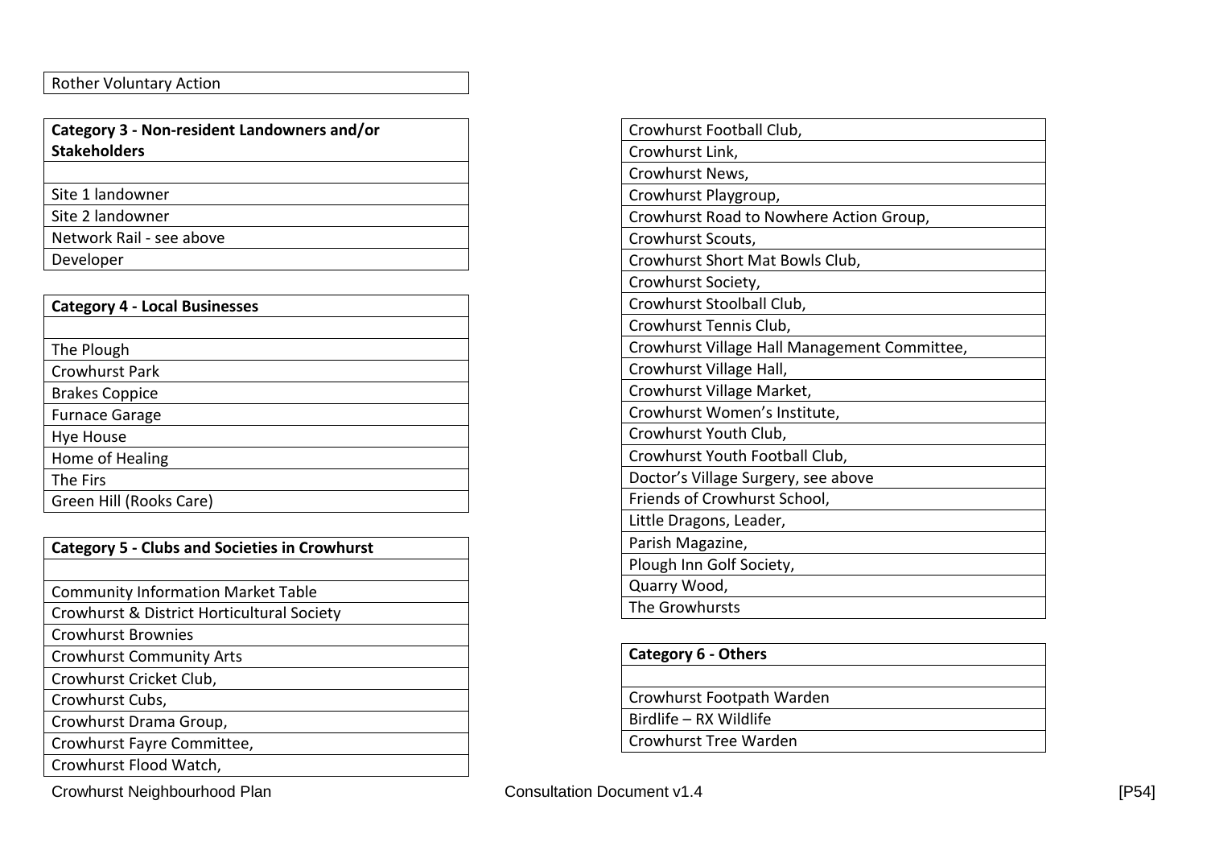| |
|---|
| Rother Voluntary Action |

| **Category 3 - Non-resident Landowners and/or Stakeholders** |
|---|
| |
| Site 1 landowner |
| Site 2 landowner |
| Network Rail - see above |
| Developer |

| **Category 4 - Local Businesses** |
|---|
| |
| The Plough |
| Crowhurst Park |
| Brakes Coppice |
| Furnace Garage |
| Hye House |
| Home of Healing |
| The Firs |
| Green Hill (Rooks Care) |

| **Category 5 - Clubs and Societies in Crowhurst** |
|---|
| |
| Community Information Market Table |
| Crowhurst & District Horticultural Society |
| Crowhurst Brownies |
| Crowhurst Community Arts |
| Crowhurst Cricket Club, |
| Crowhurst Cubs, |
| Crowhurst Drama Group, |
| Crowhurst Fayre Committee, |
| Crowhurst Flood Watch, |
| Crowhurst Football Club, |
| Crowhurst Link, |
| Crowhurst News, |
| Crowhurst Playgroup, |
| Crowhurst Road to Nowhere Action Group, |
| Crowhurst Scouts, |
| Crowhurst Short Mat Bowls Club, |
| Crowhurst Society, |
| Crowhurst Stoolball Club, |
| Crowhurst Tennis Club, |
| Crowhurst Village Hall Management Committee, |
| Crowhurst Village Hall, |
| Crowhurst Village Market, |
| Crowhurst Women's Institute, |
| Crowhurst Youth Club, |
| Crowhurst Youth Football Club, |
| Doctor's Village Surgery, see above |
| Friends of Crowhurst School, |
| Little Dragons, Leader, |
| Parish Magazine, |
| Plough Inn Golf Society, |
| Quarry Wood, |
| The Growhursts |

| **Category 6 - Others** |
|---|
| |
| Crowhurst Footpath Warden |
| Birdlife – RX Wildlife |
| Crowhurst Tree Warden |